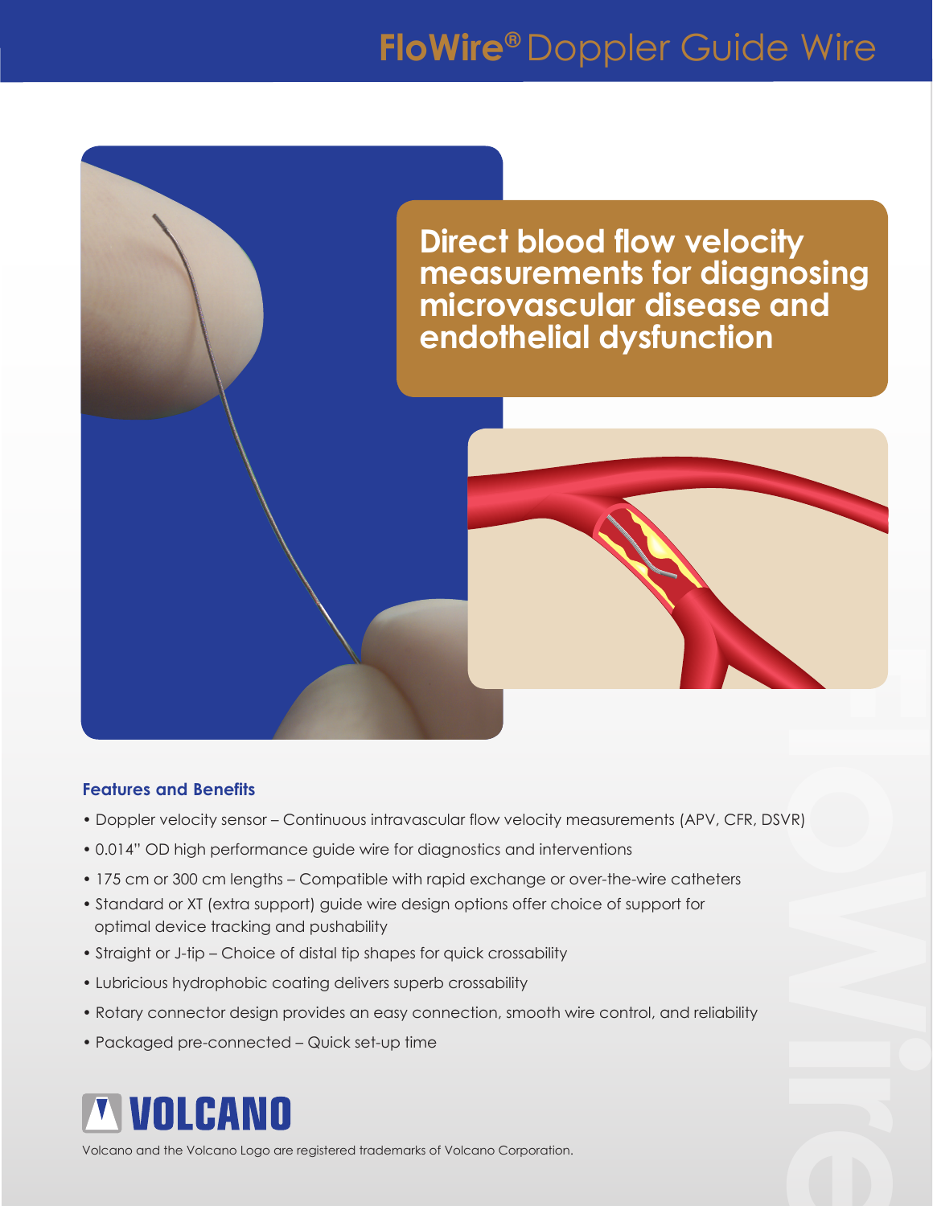# FloWire® Doppler Guide Wire

## Direct blood flow velocity measurements for diagnosing microvascular disease and endothelial dysfunction

### Features and Benefits

- Doppler velocity sensor – Continuous intravascular flow velocity measurements (APV, CFR, DSVR)
- 0.014" OD high performance guide wire for diagnostics and interventions
- 175 cm or 300 cm lengths – Compatible with rapid exchange or over-the-wire catheters
- Standard or XT (extra support) guide wire design options offer choice of support for optimal device tracking and pushability
- Straight or J-tip – Choice of distal tip shapes for quick crossability
- Lubricious hydrophobic coating delivers superb crossability
- Rotary connector design provides an easy connection, smooth wire control, and reliability
- Packaged pre-connected – Quick set-up time

VOLCANO

Volcano and the Volcano Logo are registered trademarks of Volcano Corporation.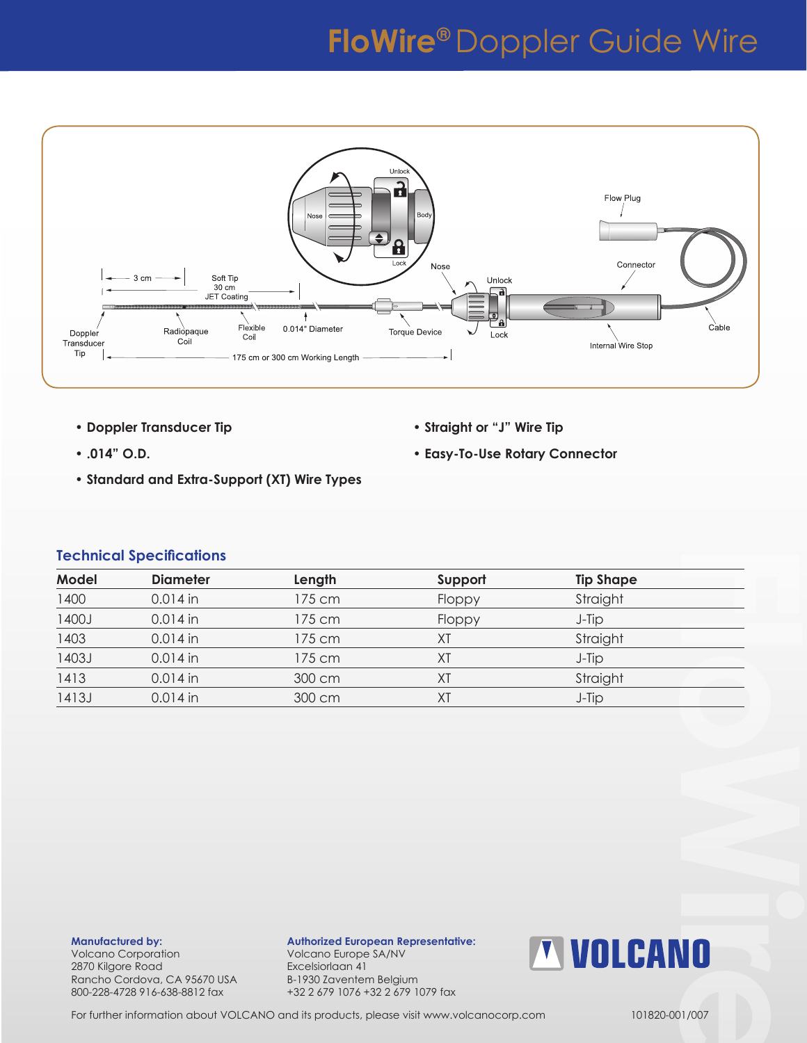# FloWire® Doppler Guide Wire

Unlock
Nose
Body
Lock
Flow Plug
Connector
3 cm
Soft Tip
30 cm
JET Coating
Nose
Unlock
Doppler Transducer Tip
Radiopaque Coil
Flexible Coil
0.014" Diameter
Torque Device
Lock
Internal Wire Stop
Cable
175 cm or 300 cm Working Length

- Doppler Transducer Tip
- .014" O.D.
- Standard and Extra-Support (XT) Wire Types
- Straight or "J" Wire Tip
- Easy-To-Use Rotary Connector

## Technical Specifications

| Model | Diameter | Length | Support | Tip Shape |
|---|---|---|---|---|
| 1400 | 0.014 in | 175 cm | Floppy | Straight |
| 1400J | 0.014 in | 175 cm | Floppy | J-Tip |
| 1403 | 0.014 in | 175 cm | XT | Straight |
| 1403J | 0.014 in | 175 cm | XT | J-Tip |
| 1413 | 0.014 in | 300 cm | XT | Straight |
| 1413J | 0.014 in | 300 cm | XT | J-Tip |

**Manufactured by:**
Volcano Corporation
2870 Kilgore Road
Rancho Cordova, CA 95670 USA
800-228-4728 916-638-8812 fax

**Authorized European Representative:**
Volcano Europe SA/NV
Excelsiorlaan 41
B-1930 Zaventem Belgium
+32 2 679 1076 +32 2 679 1079 fax

VOLCANO

For further information about VOLCANO and its products, please visit www.volcanocorp.com

101820-001/007